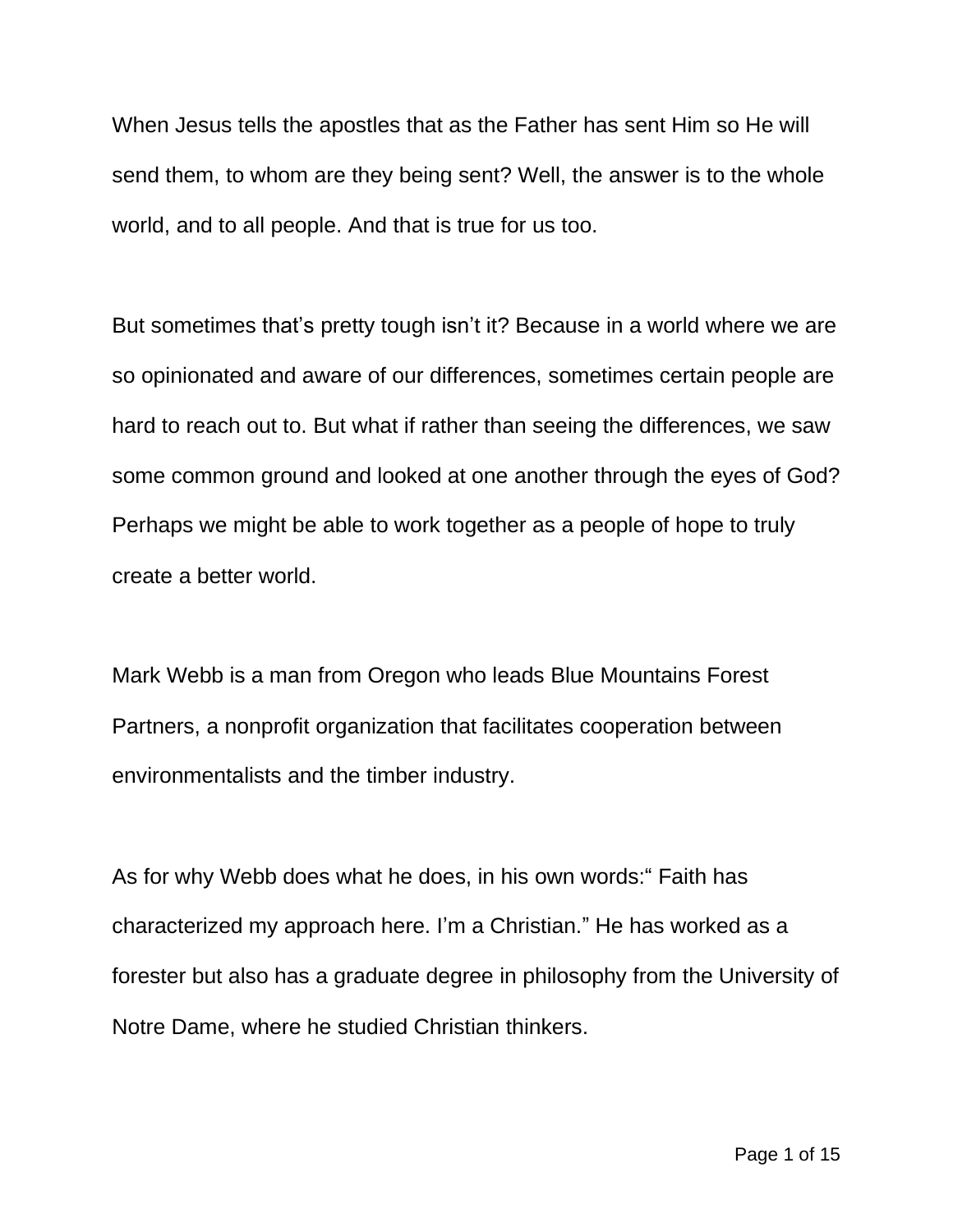When Jesus tells the apostles that as the Father has sent Him so He will send them, to whom are they being sent? Well, the answer is to the whole world, and to all people. And that is true for us too.

But sometimes that's pretty tough isn't it? Because in a world where we are so opinionated and aware of our differences, sometimes certain people are hard to reach out to. But what if rather than seeing the differences, we saw some common ground and looked at one another through the eyes of God? Perhaps we might be able to work together as a people of hope to truly create a better world.

Mark Webb is a man from Oregon who leads Blue Mountains Forest Partners, a nonprofit organization that facilitates cooperation between environmentalists and the timber industry.

As for why Webb does what he does, in his own words:" Faith has characterized my approach here. I'm a Christian." He has worked as a forester but also has a graduate degree in philosophy from the University of Notre Dame, where he studied Christian thinkers.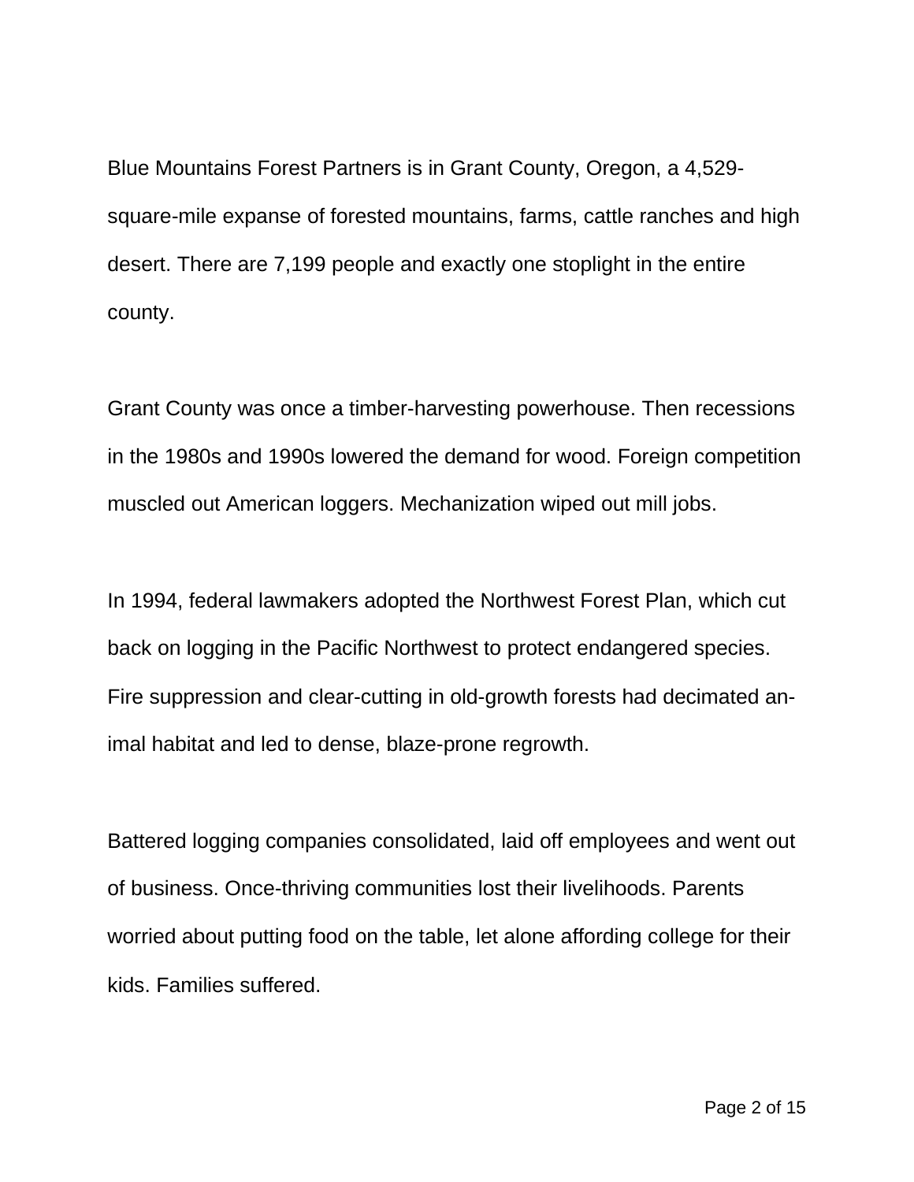Blue Mountains Forest Partners is in Grant County, Oregon, a 4,529-square-mile expanse of forested mountains, farms, cattle ranches and high desert. There are 7,199 people and exactly one stoplight in the entire county.

Grant County was once a timber-harvesting powerhouse. Then recessions in the 1980s and 1990s lowered the demand for wood. Foreign competition muscled out American loggers. Mechanization wiped out mill jobs.

In 1994, federal lawmakers adopted the Northwest Forest Plan, which cut back on logging in the Pacific Northwest to protect endangered species. Fire suppression and clear-cutting in old-growth forests had decimated animal habitat and led to dense, blaze-prone regrowth.

Battered logging companies consolidated, laid off employees and went out of business. Once-thriving communities lost their livelihoods. Parents worried about putting food on the table, let alone affording college for their kids. Families suffered.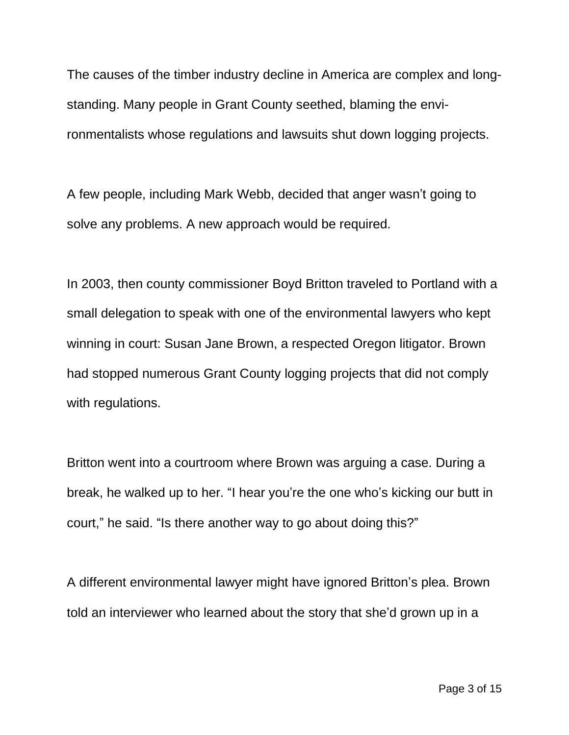The causes of the timber industry decline in America are complex and long-standing. Many people in Grant County seethed, blaming the environmentalists whose regulations and lawsuits shut down logging projects.

A few people, including Mark Webb, decided that anger wasn't going to solve any problems. A new approach would be required.

In 2003, then county commissioner Boyd Britton traveled to Portland with a small delegation to speak with one of the environmental lawyers who kept winning in court: Susan Jane Brown, a respected Oregon litigator. Brown had stopped numerous Grant County logging projects that did not comply with regulations.

Britton went into a courtroom where Brown was arguing a case. During a break, he walked up to her. "I hear you're the one who's kicking our butt in court," he said. "Is there another way to go about doing this?"

A different environmental lawyer might have ignored Britton's plea. Brown told an interviewer who learned about the story that she'd grown up in a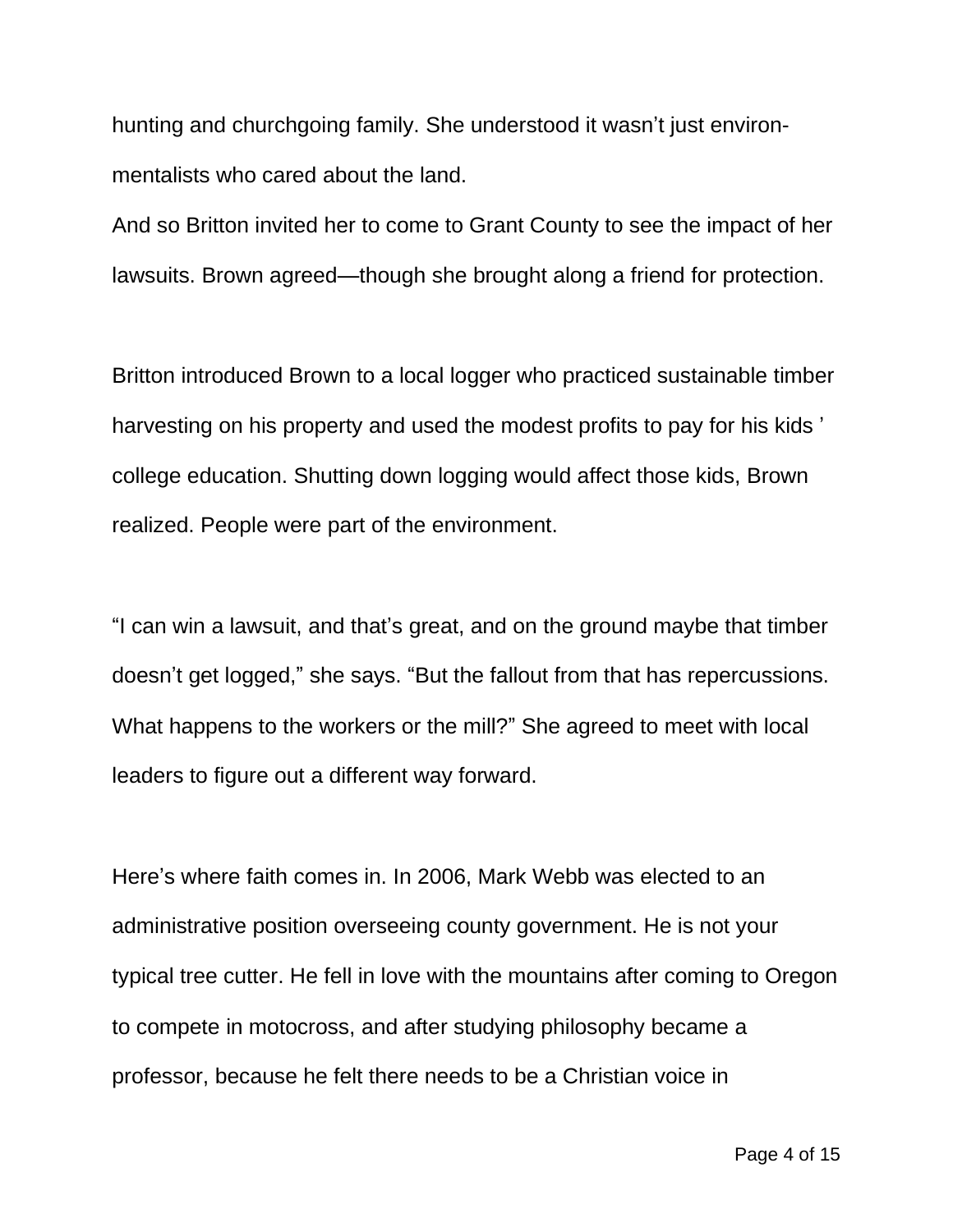hunting and churchgoing family. She understood it wasn't just environ-mentalists who cared about the land.

And so Britton invited her to come to Grant County to see the impact of her lawsuits. Brown agreed—though she brought along a friend for protection.

Britton introduced Brown to a local logger who practiced sustainable timber harvesting on his property and used the modest profits to pay for his kids' college education. Shutting down logging would affect those kids, Brown realized. People were part of the environment.

"I can win a lawsuit, and that's great, and on the ground maybe that timber doesn't get logged," she says. "But the fallout from that has repercussions. What happens to the workers or the mill?" She agreed to meet with local leaders to figure out a different way forward.

Here's where faith comes in. In 2006, Mark Webb was elected to an administrative position overseeing county government. He is not your typical tree cutter. He fell in love with the mountains after coming to Oregon to compete in motocross, and after studying philosophy became a professor, because he felt there needs to be a Christian voice in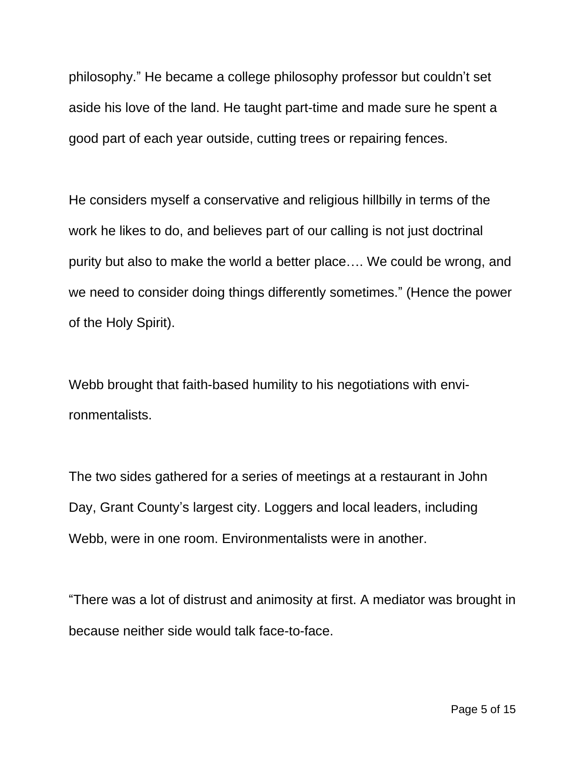philosophy." He became a college philosophy professor but couldn't set aside his love of the land. He taught part-time and made sure he spent a good part of each year outside, cutting trees or repairing fences.

He considers myself a conservative and religious hillbilly in terms of the work he likes to do, and believes part of our calling is not just doctrinal purity but also to make the world a better place…. We could be wrong, and we need to consider doing things differently sometimes." (Hence the power of the Holy Spirit).

Webb brought that faith-based humility to his negotiations with environmentalists.

The two sides gathered for a series of meetings at a restaurant in John Day, Grant County's largest city. Loggers and local leaders, including Webb, were in one room. Environmentalists were in another.

"There was a lot of distrust and animosity at first. A mediator was brought in because neither side would talk face-to-face.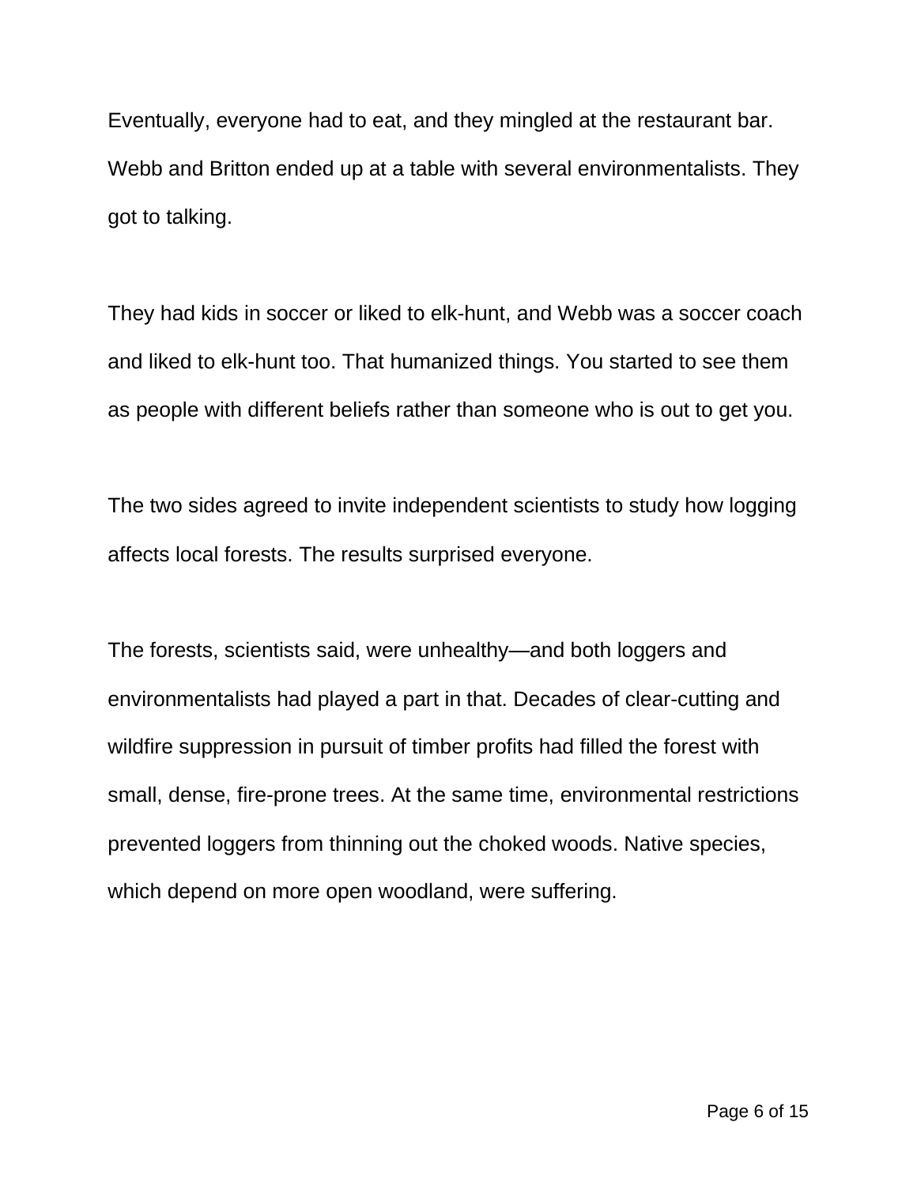Eventually, everyone had to eat, and they mingled at the restaurant bar. Webb and Britton ended up at a table with several environmentalists. They got to talking.

They had kids in soccer or liked to elk-hunt, and Webb was a soccer coach and liked to elk-hunt too. That humanized things. You started to see them as people with different beliefs rather than someone who is out to get you.

The two sides agreed to invite independent scientists to study how logging affects local forests. The results surprised everyone.

The forests, scientists said, were unhealthy—and both loggers and environmentalists had played a part in that. Decades of clear-cutting and wildfire suppression in pursuit of timber profits had filled the forest with small, dense, fire-prone trees. At the same time, environmental restrictions prevented loggers from thinning out the choked woods. Native species, which depend on more open woodland, were suffering.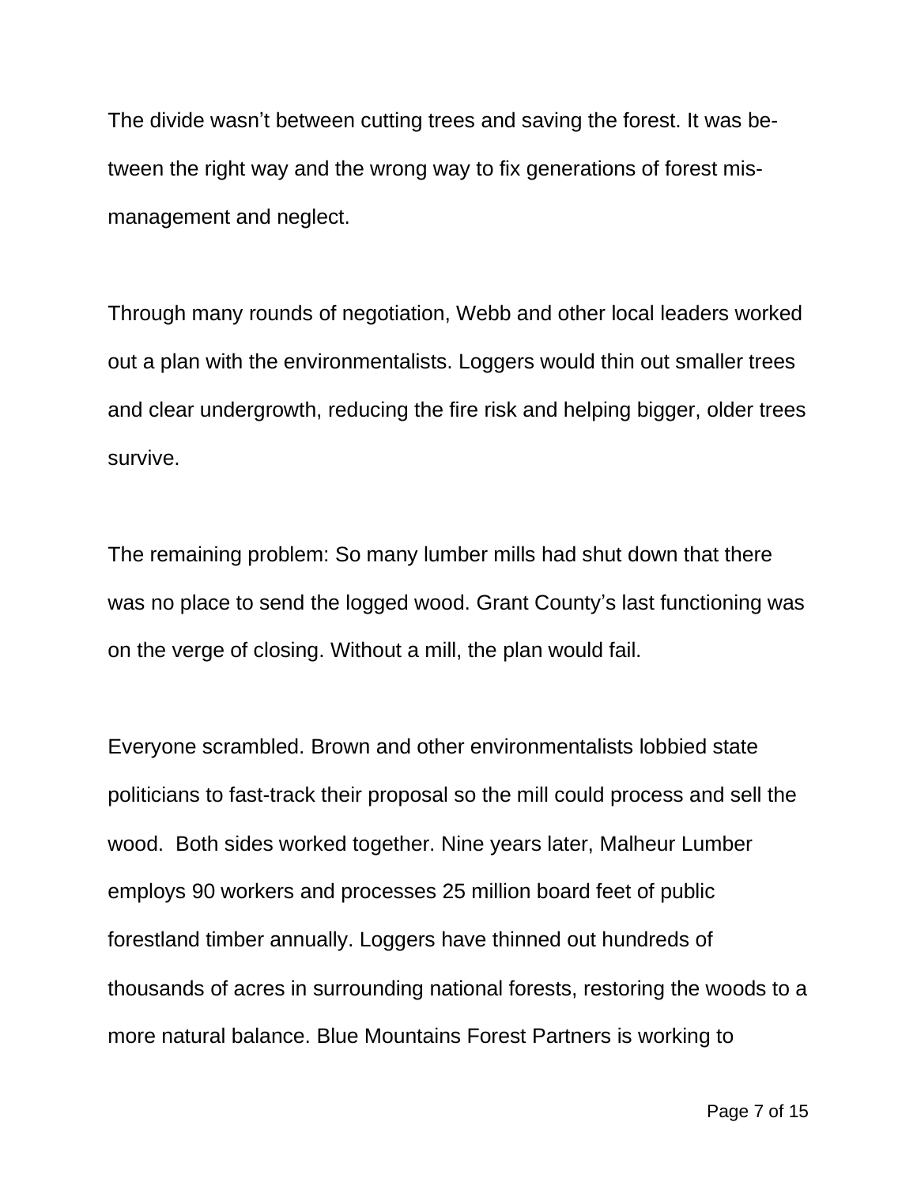The divide wasn't between cutting trees and saving the forest. It was between the right way and the wrong way to fix generations of forest mismanagement and neglect.

Through many rounds of negotiation, Webb and other local leaders worked out a plan with the environmentalists. Loggers would thin out smaller trees and clear undergrowth, reducing the fire risk and helping bigger, older trees survive.

The remaining problem: So many lumber mills had shut down that there was no place to send the logged wood. Grant County's last functioning was on the verge of closing. Without a mill, the plan would fail.

Everyone scrambled. Brown and other environmentalists lobbied state politicians to fast-track their proposal so the mill could process and sell the wood.  Both sides worked together. Nine years later, Malheur Lumber employs 90 workers and processes 25 million board feet of public forestland timber annually. Loggers have thinned out hundreds of thousands of acres in surrounding national forests, restoring the woods to a more natural balance. Blue Mountains Forest Partners is working to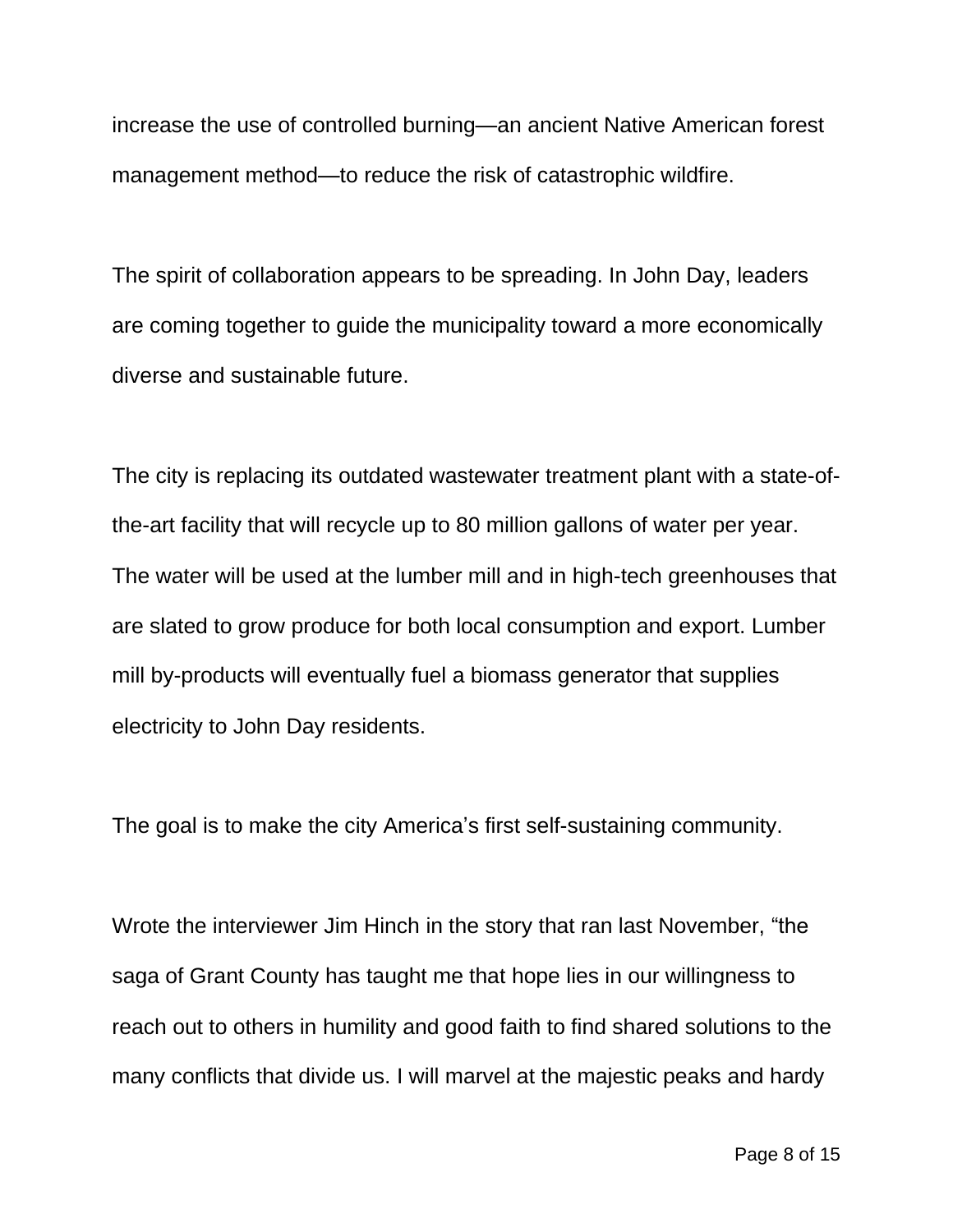increase the use of controlled burning—an ancient Native American forest management method—to reduce the risk of catastrophic wildfire.

The spirit of collaboration appears to be spreading. In John Day, leaders are coming together to guide the municipality toward a more economically diverse and sustainable future.

The city is replacing its outdated wastewater treatment plant with a state-of-the-art facility that will recycle up to 80 million gallons of water per year. The water will be used at the lumber mill and in high-tech greenhouses that are slated to grow produce for both local consumption and export. Lumber mill by-products will eventually fuel a biomass generator that supplies electricity to John Day residents.

The goal is to make the city America's first self-sustaining community.

Wrote the interviewer Jim Hinch in the story that ran last November, "the saga of Grant County has taught me that hope lies in our willingness to reach out to others in humility and good faith to find shared solutions to the many conflicts that divide us. I will marvel at the majestic peaks and hardy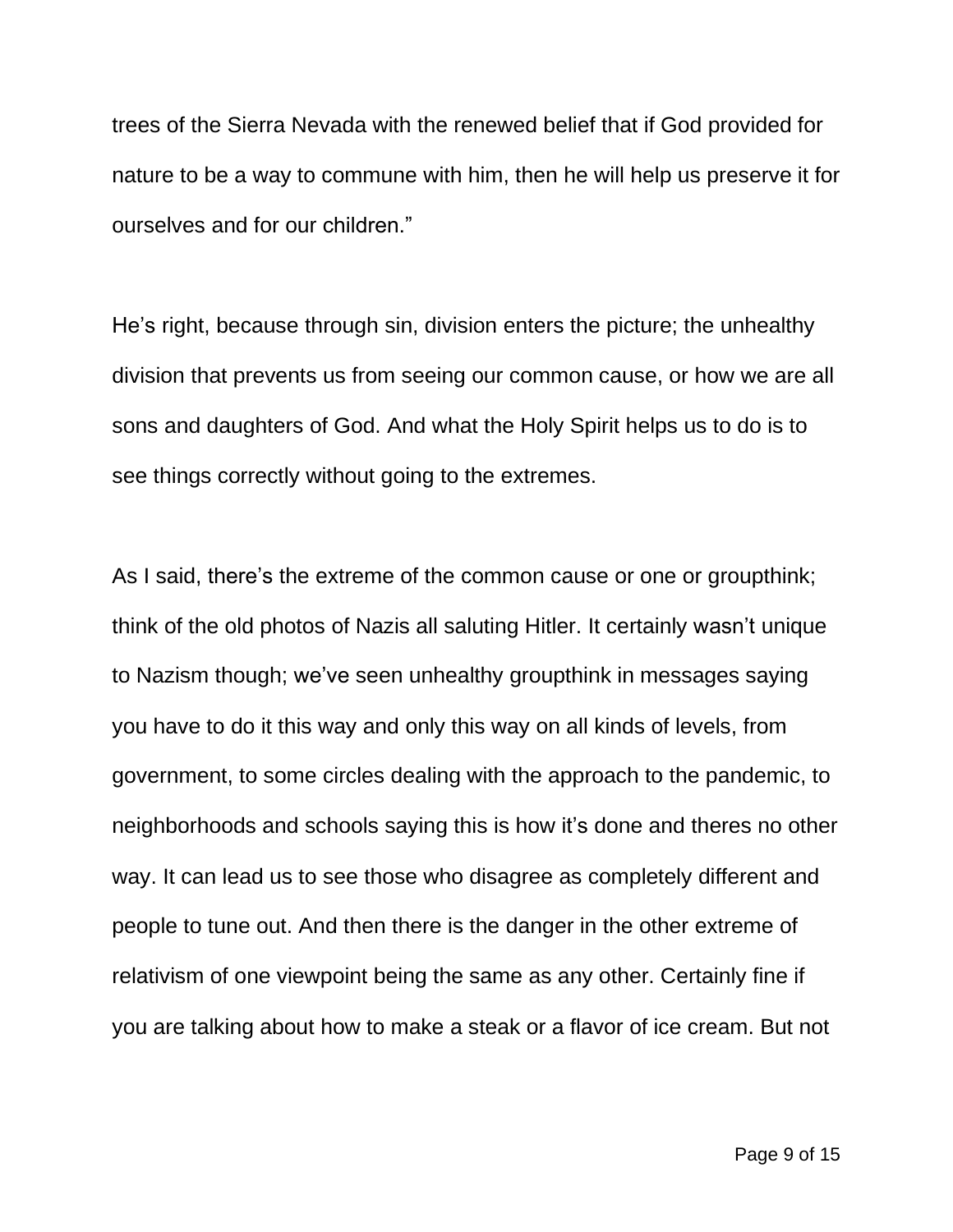trees of the Sierra Nevada with the renewed belief that if God provided for nature to be a way to commune with him, then he will help us preserve it for ourselves and for our children."

He's right, because through sin, division enters the picture; the unhealthy division that prevents us from seeing our common cause, or how we are all sons and daughters of God. And what the Holy Spirit helps us to do is to see things correctly without going to the extremes.

As I said, there's the extreme of the common cause or one or groupthink; think of the old photos of Nazis all saluting Hitler. It certainly wasn't unique to Nazism though; we've seen unhealthy groupthink in messages saying you have to do it this way and only this way on all kinds of levels, from government, to some circles dealing with the approach to the pandemic, to neighborhoods and schools saying this is how it's done and theres no other way. It can lead us to see those who disagree as completely different and people to tune out. And then there is the danger in the other extreme of relativism of one viewpoint being the same as any other. Certainly fine if you are talking about how to make a steak or a flavor of ice cream. But not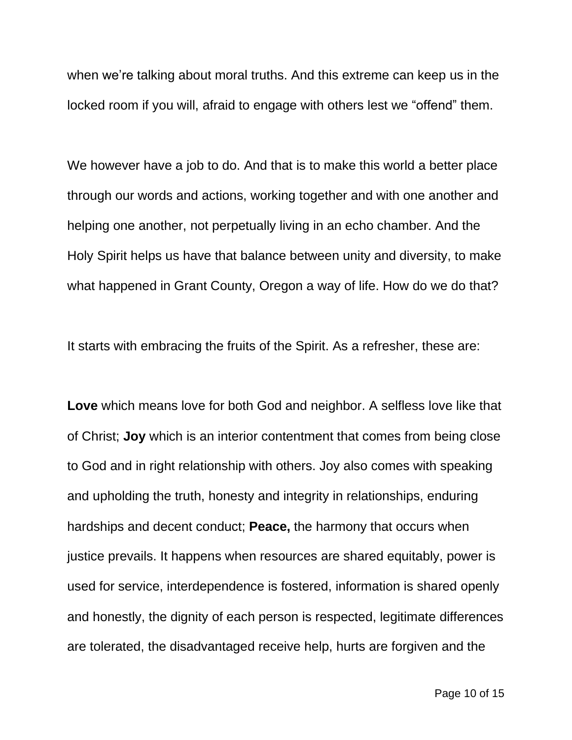when we're talking about moral truths. And this extreme can keep us in the locked room if you will, afraid to engage with others lest we "offend" them.

We however have a job to do. And that is to make this world a better place through our words and actions, working together and with one another and helping one another, not perpetually living in an echo chamber. And the Holy Spirit helps us have that balance between unity and diversity, to make what happened in Grant County, Oregon a way of life. How do we do that?

It starts with embracing the fruits of the Spirit. As a refresher, these are:

**Love** which means love for both God and neighbor. A selfless love like that of Christ; **Joy** which is an interior contentment that comes from being close to God and in right relationship with others. Joy also comes with speaking and upholding the truth, honesty and integrity in relationships, enduring hardships and decent conduct; **Peace,** the harmony that occurs when justice prevails. It happens when resources are shared equitably, power is used for service, interdependence is fostered, information is shared openly and honestly, the dignity of each person is respected, legitimate differences are tolerated, the disadvantaged receive help, hurts are forgiven and the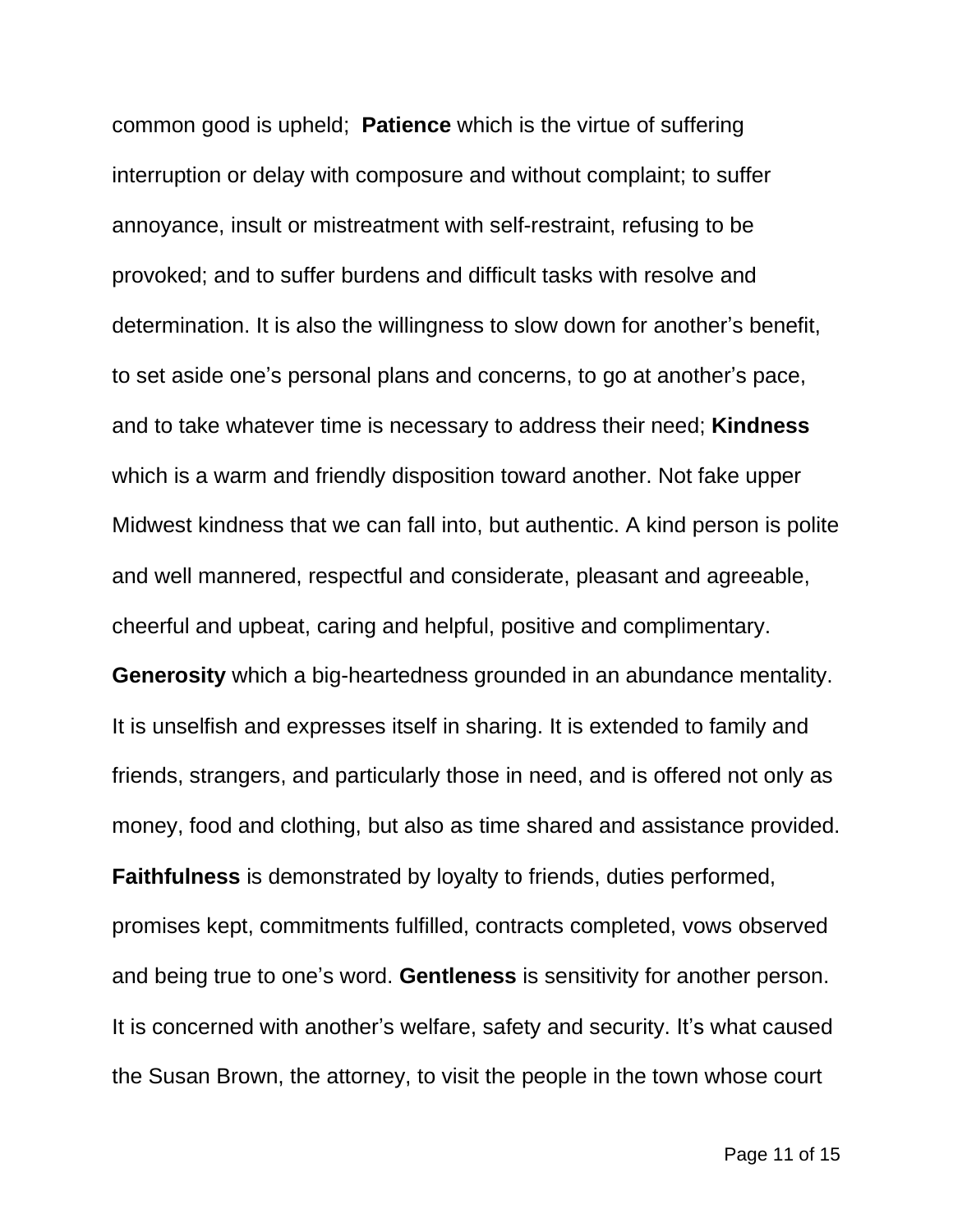common good is upheld;  **Patience** which is the virtue of suffering interruption or delay with composure and without complaint; to suffer annoyance, insult or mistreatment with self-restraint, refusing to be provoked; and to suffer burdens and difficult tasks with resolve and determination. It is also the willingness to slow down for another's benefit, to set aside one's personal plans and concerns, to go at another's pace, and to take whatever time is necessary to address their need; **Kindness** which is a warm and friendly disposition toward another. Not fake upper Midwest kindness that we can fall into, but authentic. A kind person is polite and well mannered, respectful and considerate, pleasant and agreeable, cheerful and upbeat, caring and helpful, positive and complimentary. **Generosity** which a big-heartedness grounded in an abundance mentality. It is unselfish and expresses itself in sharing. It is extended to family and friends, strangers, and particularly those in need, and is offered not only as money, food and clothing, but also as time shared and assistance provided. **Faithfulness** is demonstrated by loyalty to friends, duties performed, promises kept, commitments fulfilled, contracts completed, vows observed and being true to one's word. **Gentleness** is sensitivity for another person. It is concerned with another's welfare, safety and security. It's what caused the Susan Brown, the attorney, to visit the people in the town whose court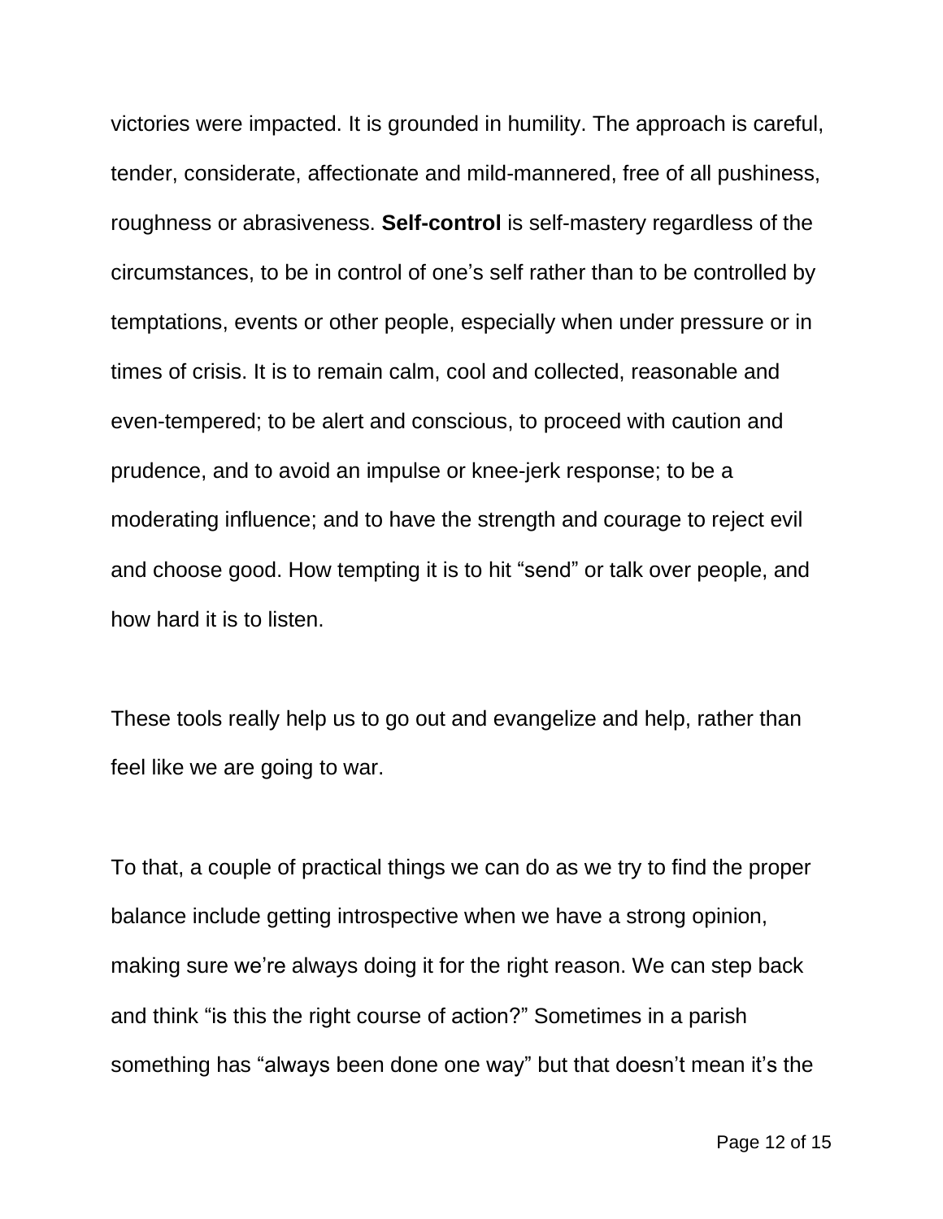victories were impacted. It is grounded in humility. The approach is careful, tender, considerate, affectionate and mild-mannered, free of all pushiness, roughness or abrasiveness. **Self-control** is self-mastery regardless of the circumstances, to be in control of one's self rather than to be controlled by temptations, events or other people, especially when under pressure or in times of crisis. It is to remain calm, cool and collected, reasonable and even-tempered; to be alert and conscious, to proceed with caution and prudence, and to avoid an impulse or knee-jerk response; to be a moderating influence; and to have the strength and courage to reject evil and choose good. How tempting it is to hit "send" or talk over people, and how hard it is to listen.

These tools really help us to go out and evangelize and help, rather than feel like we are going to war.

To that, a couple of practical things we can do as we try to find the proper balance include getting introspective when we have a strong opinion, making sure we're always doing it for the right reason. We can step back and think "is this the right course of action?" Sometimes in a parish something has "always been done one way" but that doesn't mean it's the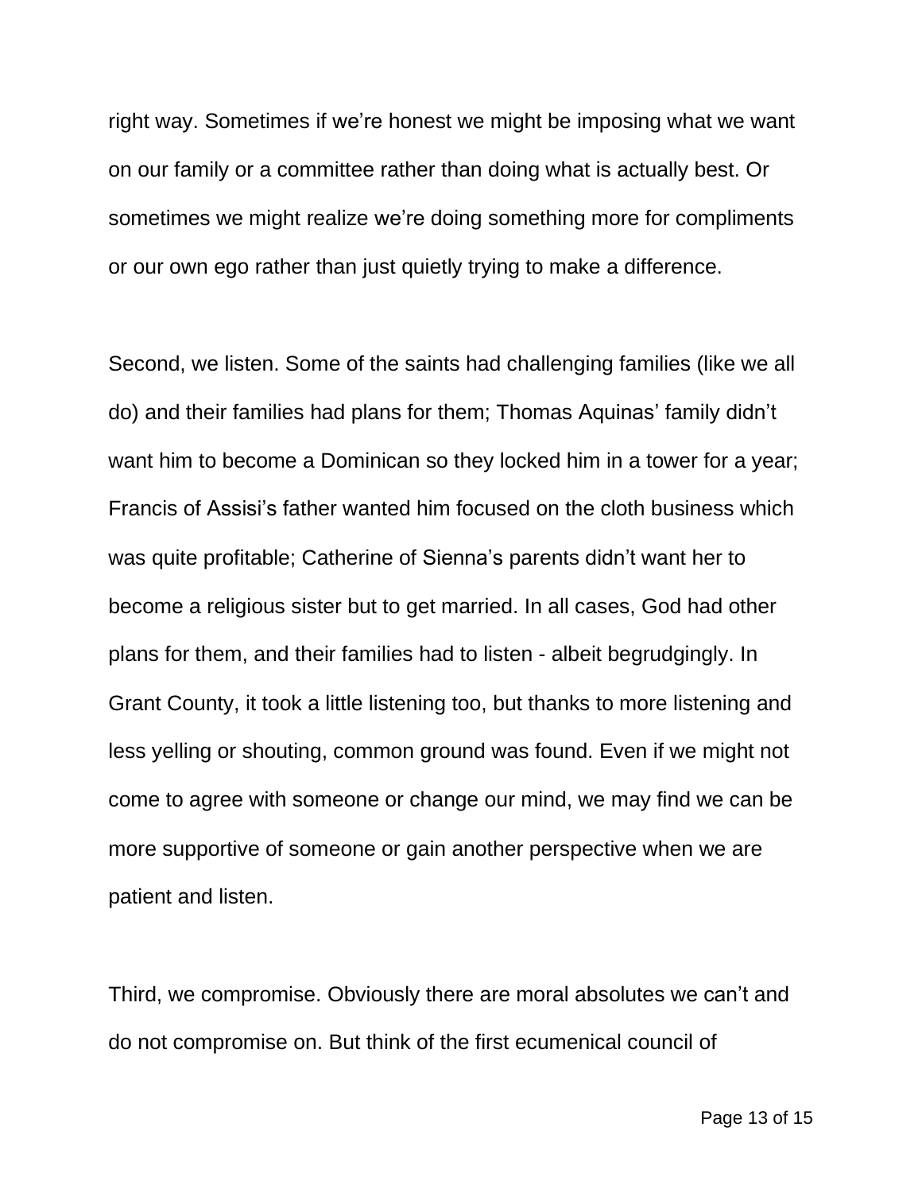right way. Sometimes if we're honest we might be imposing what we want on our family or a committee rather than doing what is actually best. Or sometimes we might realize we're doing something more for compliments or our own ego rather than just quietly trying to make a difference.

Second, we listen. Some of the saints had challenging families (like we all do) and their families had plans for them; Thomas Aquinas' family didn't want him to become a Dominican so they locked him in a tower for a year; Francis of Assisi's father wanted him focused on the cloth business which was quite profitable; Catherine of Sienna's parents didn't want her to become a religious sister but to get married. In all cases, God had other plans for them, and their families had to listen - albeit begrudgingly. In Grant County, it took a little listening too, but thanks to more listening and less yelling or shouting, common ground was found. Even if we might not come to agree with someone or change our mind, we may find we can be more supportive of someone or gain another perspective when we are patient and listen.

Third, we compromise. Obviously there are moral absolutes we can't and do not compromise on. But think of the first ecumenical council of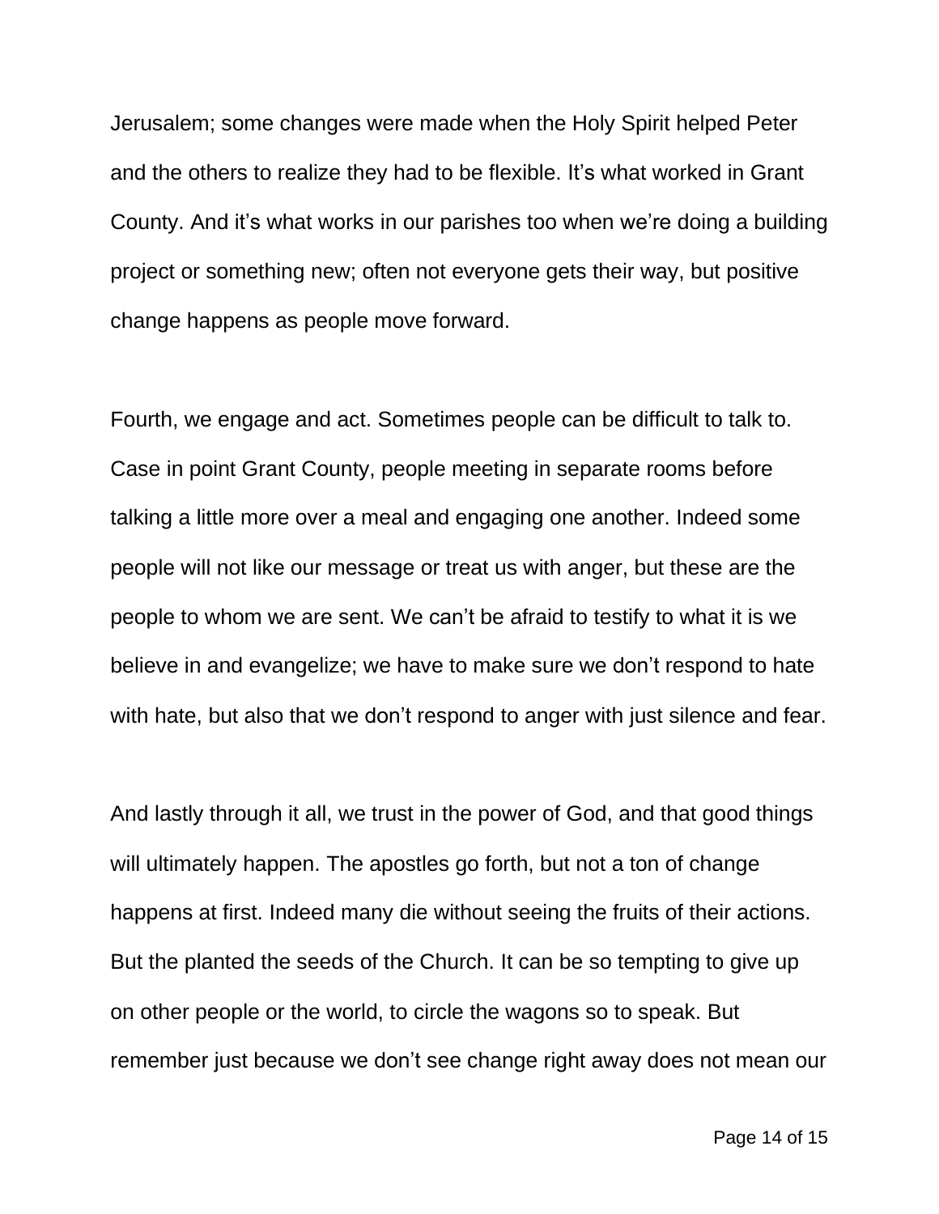Jerusalem; some changes were made when the Holy Spirit helped Peter and the others to realize they had to be flexible. It's what worked in Grant County. And it's what works in our parishes too when we're doing a building project or something new; often not everyone gets their way, but positive change happens as people move forward.

Fourth, we engage and act. Sometimes people can be difficult to talk to. Case in point Grant County, people meeting in separate rooms before talking a little more over a meal and engaging one another. Indeed some people will not like our message or treat us with anger, but these are the people to whom we are sent. We can't be afraid to testify to what it is we believe in and evangelize; we have to make sure we don't respond to hate with hate, but also that we don't respond to anger with just silence and fear.

And lastly through it all, we trust in the power of God, and that good things will ultimately happen. The apostles go forth, but not a ton of change happens at first. Indeed many die without seeing the fruits of their actions. But the planted the seeds of the Church. It can be so tempting to give up on other people or the world, to circle the wagons so to speak. But remember just because we don't see change right away does not mean our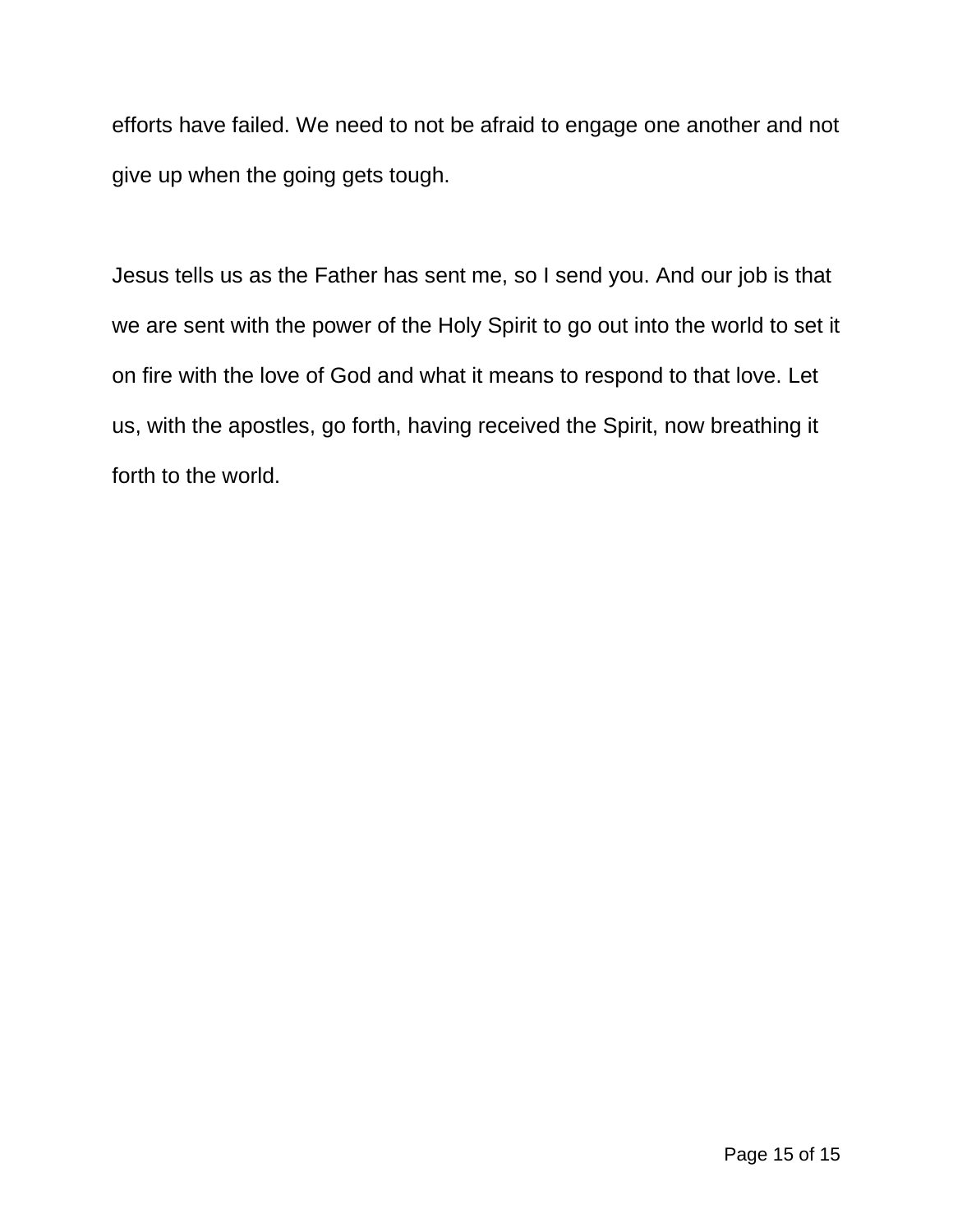efforts have failed. We need to not be afraid to engage one another and not give up when the going gets tough.

Jesus tells us as the Father has sent me, so I send you. And our job is that we are sent with the power of the Holy Spirit to go out into the world to set it on fire with the love of God and what it means to respond to that love. Let us, with the apostles, go forth, having received the Spirit, now breathing it forth to the world.